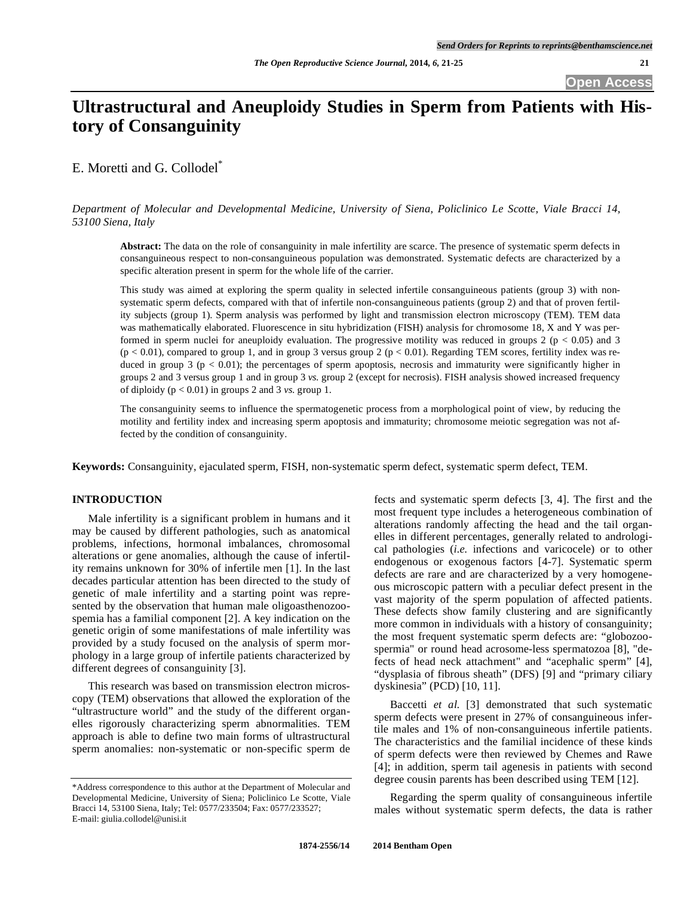# Ultrastructural and Aneuploidy Studies in Sperm from Patients with History of Consanguinity

E. Moretti and G. Collodel*

*Department of Molecular and Developmental Medicine, University of Siena, Policlinico Le Scotte, Viale Bracci 14, 53100 Siena, Italy*

**Abstract:** The data on the role of consanguinity in male infertility are scarce. The presence of systematic sperm defects in consanguineous respect to non-consanguineous population was demonstrated. Systematic defects are characterized by a specific alteration present in sperm for the whole life of the carrier.

This study was aimed at exploring the sperm quality in selected infertile consanguineous patients (group 3) with non-systematic sperm defects, compared with that of infertile non-consanguineous patients (group 2) and that of proven fertility subjects (group 1). Sperm analysis was performed by light and transmission electron microscopy (TEM). TEM data was mathematically elaborated. Fluorescence in situ hybridization (FISH) analysis for chromosome 18, X and Y was performed in sperm nuclei for aneuploidy evaluation. The progressive motility was reduced in groups 2 ($p < 0.05$) and 3 ($p < 0.01$), compared to group 1, and in group 3 versus group 2 ($p < 0.01$). Regarding TEM scores, fertility index was reduced in group 3 ($p < 0.01$); the percentages of sperm apoptosis, necrosis and immaturity were significantly higher in groups 2 and 3 versus group 1 and in group 3 *vs.* group 2 (except for necrosis). FISH analysis showed increased frequency of diploidy ($p < 0.01$) in groups 2 and 3 *vs.* group 1.

The consanguinity seems to influence the spermatogenetic process from a morphological point of view, by reducing the motility and fertility index and increasing sperm apoptosis and immaturity; chromosome meiotic segregation was not affected by the condition of consanguinity.

**Keywords:** Consanguinity, ejaculated sperm, FISH, non-systematic sperm defect, systematic sperm defect, TEM.

## INTRODUCTION

Male infertility is a significant problem in humans and it may be caused by different pathologies, such as anatomical problems, infections, hormonal imbalances, chromosomal alterations or gene anomalies, although the cause of infertility remains unknown for 30% of infertile men [1]. In the last decades particular attention has been directed to the study of genetic of male infertility and a starting point was represented by the observation that human male oligoasthenozoospemia has a familial component [2]. A key indication on the genetic origin of some manifestations of male infertility was provided by a study focused on the analysis of sperm morphology in a large group of infertile patients characterized by different degrees of consanguinity [3].

This research was based on transmission electron microscopy (TEM) observations that allowed the exploration of the "ultrastructure world" and the study of the different organelles rigorously characterizing sperm abnormalities. TEM approach is able to define two main forms of ultrastructural sperm anomalies: non-systematic or non-specific sperm defects and systematic sperm defects [3, 4]. The first and the most frequent type includes a heterogeneous combination of alterations randomly affecting the head and the tail organelles in different percentages, generally related to andrological pathologies (*i.e.* infections and varicocele) or to other endogenous or exogenous factors [4-7]. Systematic sperm defects are rare and are characterized by a very homogeneous microscopic pattern with a peculiar defect present in the vast majority of the sperm population of affected patients. These defects show family clustering and are significantly more common in individuals with a history of consanguinity; the most frequent systematic sperm defects are: "globozoospermia" or round head acrosome-less spermatozoa [8], "defects of head neck attachment" and "acephalic sperm" [4], "dysplasia of fibrous sheath" (DFS) [9] and "primary ciliary dyskinesia" (PCD) [10, 11].

Baccetti *et al.* [3] demonstrated that such systematic sperm defects were present in 27% of consanguineous infertile males and 1% of non-consanguineous infertile patients. The characteristics and the familial incidence of these kinds of sperm defects were then reviewed by Chemes and Rawe [4]; in addition, sperm tail agenesis in patients with second degree cousin parents has been described using TEM [12].

Regarding the sperm quality of consanguineous infertile males without systematic sperm defects, the data is rather

*Address correspondence to this author at the Department of Molecular and Developmental Medicine, University of Siena; Policlinico Le Scotte, Viale Bracci 14, 53100 Siena, Italy; Tel: 0577/233504; Fax: 0577/233527; E-mail: giulia.collodel@unisi.it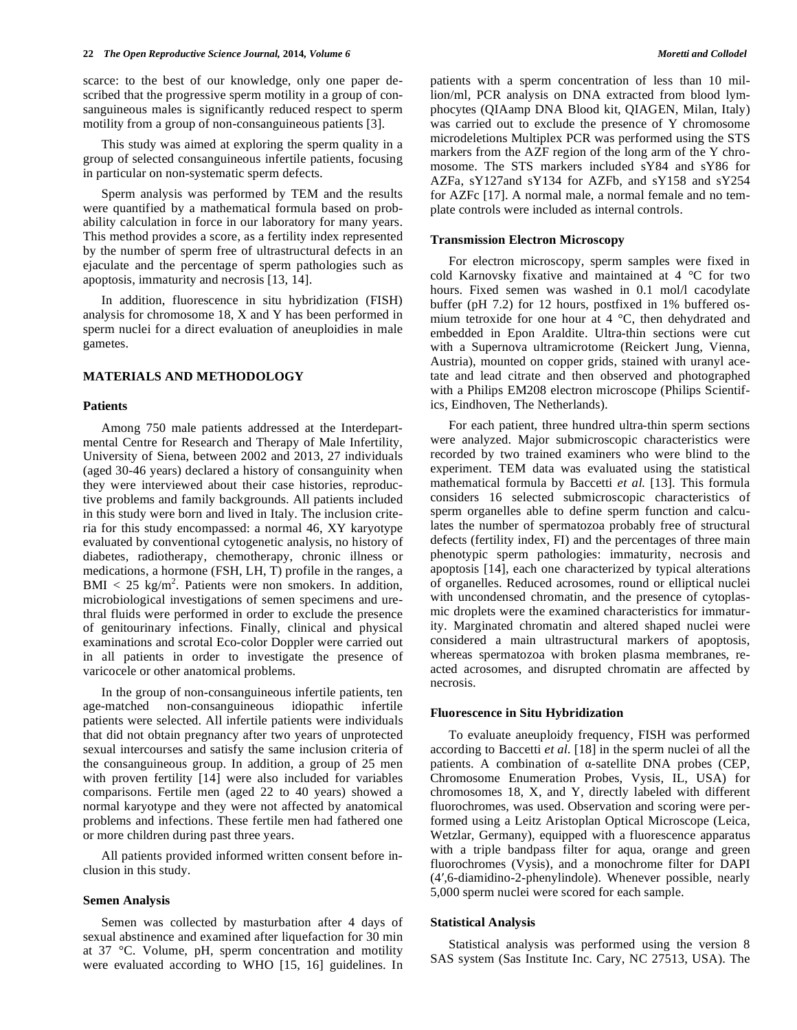scarce: to the best of our knowledge, only one paper described that the progressive sperm motility in a group of consanguineous males is significantly reduced respect to sperm motility from a group of non-consanguineous patients [3].

This study was aimed at exploring the sperm quality in a group of selected consanguineous infertile patients, focusing in particular on non-systematic sperm defects.

Sperm analysis was performed by TEM and the results were quantified by a mathematical formula based on probability calculation in force in our laboratory for many years. This method provides a score, as a fertility index represented by the number of sperm free of ultrastructural defects in an ejaculate and the percentage of sperm pathologies such as apoptosis, immaturity and necrosis [13, 14].

In addition, fluorescence in situ hybridization (FISH) analysis for chromosome 18, X and Y has been performed in sperm nuclei for a direct evaluation of aneuploidies in male gametes.

## MATERIALS AND METHODOLOGY

### Patients

Among 750 male patients addressed at the Interdepartmental Centre for Research and Therapy of Male Infertility, University of Siena, between 2002 and 2013, 27 individuals (aged 30-46 years) declared a history of consanguinity when they were interviewed about their case histories, reproductive problems and family backgrounds. All patients included in this study were born and lived in Italy. The inclusion criteria for this study encompassed: a normal 46, XY karyotype evaluated by conventional cytogenetic analysis, no history of diabetes, radiotherapy, chemotherapy, chronic illness or medications, a hormone (FSH, LH, T) profile in the ranges, a BMI < 25 kg/m$^2$. Patients were non smokers. In addition, microbiological investigations of semen specimens and urethral fluids were performed in order to exclude the presence of genitourinary infections. Finally, clinical and physical examinations and scrotal Eco-color Doppler were carried out in all patients in order to investigate the presence of varicocele or other anatomical problems.

In the group of non-consanguineous infertile patients, ten age-matched non-consanguineous idiopathic infertile patients were selected. All infertile patients were individuals that did not obtain pregnancy after two years of unprotected sexual intercourses and satisfy the same inclusion criteria of the consanguineous group. In addition, a group of 25 men with proven fertility [14] were also included for variables comparisons. Fertile men (aged 22 to 40 years) showed a normal karyotype and they were not affected by anatomical problems and infections. These fertile men had fathered one or more children during past three years.

All patients provided informed written consent before inclusion in this study.

### Semen Analysis

Semen was collected by masturbation after 4 days of sexual abstinence and examined after liquefaction for 30 min at 37 °C. Volume, pH, sperm concentration and motility were evaluated according to WHO [15, 16] guidelines. In patients with a sperm concentration of less than 10 million/ml, PCR analysis on DNA extracted from blood lymphocytes (QIAamp DNA Blood kit, QIAGEN, Milan, Italy) was carried out to exclude the presence of Y chromosome microdeletions Multiplex PCR was performed using the STS markers from the AZF region of the long arm of the Y chromosome. The STS markers included sY84 and sY86 for AZFa, sY127and sY134 for AZFb, and sY158 and sY254 for AZFc [17]. A normal male, a normal female and no template controls were included as internal controls.

### Transmission Electron Microscopy

For electron microscopy, sperm samples were fixed in cold Karnovsky fixative and maintained at 4 °C for two hours. Fixed semen was washed in 0.1 mol/l cacodylate buffer (pH 7.2) for 12 hours, postfixed in 1% buffered osmium tetroxide for one hour at 4 °C, then dehydrated and embedded in Epon Araldite. Ultra-thin sections were cut with a Supernova ultramicrotome (Reickert Jung, Vienna, Austria), mounted on copper grids, stained with uranyl acetate and lead citrate and then observed and photographed with a Philips EM208 electron microscope (Philips Scientifics, Eindhoven, The Netherlands).

For each patient, three hundred ultra-thin sperm sections were analyzed. Major submicroscopic characteristics were recorded by two trained examiners who were blind to the experiment. TEM data was evaluated using the statistical mathematical formula by Baccetti *et al.* [13]. This formula considers 16 selected submicroscopic characteristics of sperm organelles able to define sperm function and calculates the number of spermatozoa probably free of structural defects (fertility index, FI) and the percentages of three main phenotypic sperm pathologies: immaturity, necrosis and apoptosis [14], each one characterized by typical alterations of organelles. Reduced acrosomes, round or elliptical nuclei with uncondensed chromatin, and the presence of cytoplasmic droplets were the examined characteristics for immaturity. Marginated chromatin and altered shaped nuclei were considered a main ultrastructural markers of apoptosis, whereas spermatozoa with broken plasma membranes, reacted acrosomes, and disrupted chromatin are affected by necrosis.

### Fluorescence in Situ Hybridization

To evaluate aneuploidy frequency, FISH was performed according to Baccetti *et al.* [18] in the sperm nuclei of all the patients. A combination of α-satellite DNA probes (CEP, Chromosome Enumeration Probes, Vysis, IL, USA) for chromosomes 18, X, and Y, directly labeled with different fluorochromes, was used. Observation and scoring were performed using a Leitz Aristoplan Optical Microscope (Leica, Wetzlar, Germany), equipped with a fluorescence apparatus with a triple bandpass filter for aqua, orange and green fluorochromes (Vysis), and a monochrome filter for DAPI (4′,6-diamidino-2-phenylindole). Whenever possible, nearly 5,000 sperm nuclei were scored for each sample.

### Statistical Analysis

Statistical analysis was performed using the version 8 SAS system (Sas Institute Inc. Cary, NC 27513, USA). The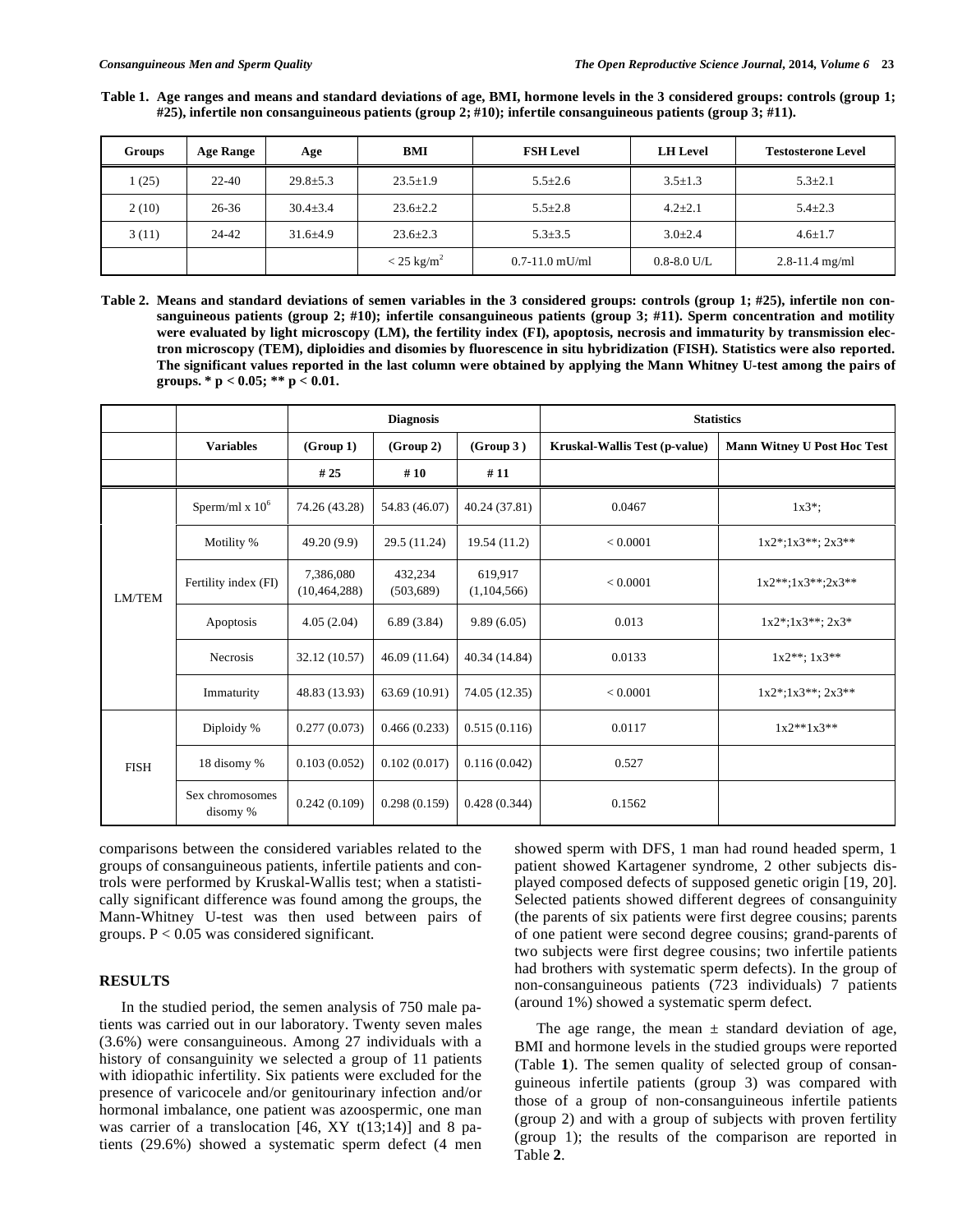**Table 1. Age ranges and means and standard deviations of age, BMI, hormone levels in the 3 considered groups: controls (group 1; #25), infertile non consanguineous patients (group 2; #10); infertile consanguineous patients (group 3; #11).**

| Groups | Age Range | Age | BMI | FSH Level | LH Level | Testosterone Level |
|---|---|---|---|---|---|---|
| 1 (25) | 22-40 | 29.8±5.3 | 23.5±1.9 | 5.5±2.6 | 3.5±1.3 | 5.3±2.1 |
| 2 (10) | 26-36 | 30.4±3.4 | 23.6±2.2 | 5.5±2.8 | 4.2±2.1 | 5.4±2.3 |
| 3 (11) | 24-42 | 31.6±4.9 | 23.6±2.3 | 5.3±3.5 | 3.0±2.4 | 4.6±1.7 |
| | | | < 25 kg/m$^2$ | 0.7-11.0 mU/ml | 0.8-8.0 U/L | 2.8-11.4 mg/ml |

**Table 2. Means and standard deviations of semen variables in the 3 considered groups: controls (group 1; #25), infertile non consanguineous patients (group 2; #10); infertile consanguineous patients (group 3; #11). Sperm concentration and motility were evaluated by light microscopy (LM), the fertility index (FI), apoptosis, necrosis and immaturity by transmission electron microscopy (TEM), diploidies and disomies by fluorescence in situ hybridization (FISH). Statistics were also reported. The significant values reported in the last column were obtained by applying the Mann Whitney U-test among the pairs of groups. * p < 0.05; ** p < 0.01.**

| | | Diagnosis | | | Statistics | |
|---|---|---|---|---|---|---|
| | Variables | (Group 1) | (Group 2) | (Group 3 ) | Kruskal-Wallis Test (p-value) | Mann Witney U Post Hoc Test |
| | | # 25 | # 10 | # 11 | | |
| LM/TEM | Sperm/ml x $10^6$ | 74.26 (43.28) | 54.83 (46.07) | 40.24 (37.81) | 0.0467 | 1x3*; |
| | Motility % | 49.20 (9.9) | 29.5 (11.24) | 19.54 (11.2) | < 0.0001 | 1x2*;1x3**; 2x3** |
| | Fertility index (FI) | 7,386,080 (10,464,288) | 432,234 (503,689) | 619,917 (1,104,566) | < 0.0001 | 1x2**;1x3**;2x3** |
| | Apoptosis | 4.05 (2.04) | 6.89 (3.84) | 9.89 (6.05) | 0.013 | 1x2*;1x3**; 2x3* |
| | Necrosis | 32.12 (10.57) | 46.09 (11.64) | 40.34 (14.84) | 0.0133 | 1x2**; 1x3** |
| | Immaturity | 48.83 (13.93) | 63.69 (10.91) | 74.05 (12.35) | < 0.0001 | 1x2*;1x3**; 2x3** |
| FISH | Diploidy % | 0.277 (0.073) | 0.466 (0.233) | 0.515 (0.116) | 0.0117 | 1x2**1x3** |
| | 18 disomy % | 0.103 (0.052) | 0.102 (0.017) | 0.116 (0.042) | 0.527 | |
| | Sex chromosomes disomy % | 0.242 (0.109) | 0.298 (0.159) | 0.428 (0.344) | 0.1562 | |

comparisons between the considered variables related to the groups of consanguineous patients, infertile patients and controls were performed by Kruskal-Wallis test; when a statistically significant difference was found among the groups, the Mann-Whitney U-test was then used between pairs of groups. P < 0.05 was considered significant.

## RESULTS

In the studied period, the semen analysis of 750 male patients was carried out in our laboratory. Twenty seven males (3.6%) were consanguineous. Among 27 individuals with a history of consanguinity we selected a group of 11 patients with idiopathic infertility. Six patients were excluded for the presence of varicocele and/or genitourinary infection and/or hormonal imbalance, one patient was azoospermic, one man was carrier of a translocation [46, XY t(13;14)] and 8 patients (29.6%) showed a systematic sperm defect (4 men showed sperm with DFS, 1 man had round headed sperm, 1 patient showed Kartagener syndrome, 2 other subjects displayed composed defects of supposed genetic origin [19, 20]. Selected patients showed different degrees of consanguinity (the parents of six patients were first degree cousins; parents of one patient were second degree cousins; grand-parents of two subjects were first degree cousins; two infertile patients had brothers with systematic sperm defects). In the group of non-consanguineous patients (723 individuals) 7 patients (around 1%) showed a systematic sperm defect.

The age range, the mean ± standard deviation of age, BMI and hormone levels in the studied groups were reported (Table **1**). The semen quality of selected group of consanguineous infertile patients (group 3) was compared with those of a group of non-consanguineous infertile patients (group 2) and with a group of subjects with proven fertility (group 1); the results of the comparison are reported in Table **2**.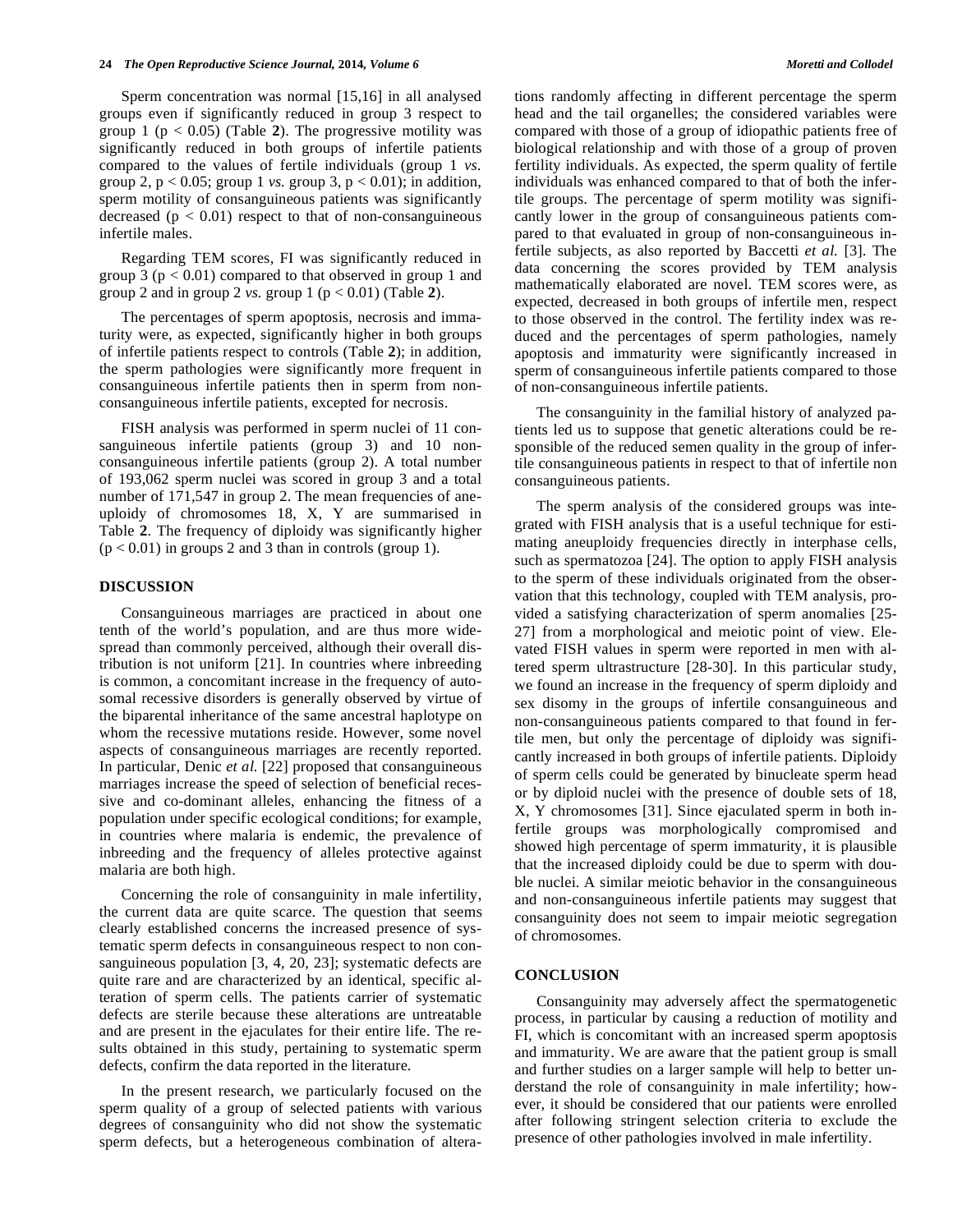Sperm concentration was normal [15,16] in all analysed groups even if significantly reduced in group 3 respect to group 1 ($p < 0.05$) (Table **2**). The progressive motility was significantly reduced in both groups of infertile patients compared to the values of fertile individuals (group 1 *vs.* group 2, $p < 0.05$; group 1 *vs.* group 3, $p < 0.01$); in addition, sperm motility of consanguineous patients was significantly decreased ($p < 0.01$) respect to that of non-consanguineous infertile males.

Regarding TEM scores, FI was significantly reduced in group 3 ($p < 0.01$) compared to that observed in group 1 and group 2 and in group 2 *vs.* group 1 ($p < 0.01$) (Table **2**).

The percentages of sperm apoptosis, necrosis and immaturity were, as expected, significantly higher in both groups of infertile patients respect to controls (Table **2**); in addition, the sperm pathologies were significantly more frequent in consanguineous infertile patients then in sperm from non-consanguineous infertile patients, excepted for necrosis.

FISH analysis was performed in sperm nuclei of 11 consanguineous infertile patients (group 3) and 10 non-consanguineous infertile patients (group 2). A total number of 193,062 sperm nuclei was scored in group 3 and a total number of 171,547 in group 2. The mean frequencies of aneuploidy of chromosomes 18, X, Y are summarised in Table **2**. The frequency of diploidy was significantly higher ($p < 0.01$) in groups 2 and 3 than in controls (group 1).

## DISCUSSION

Consanguineous marriages are practiced in about one tenth of the world's population, and are thus more widespread than commonly perceived, although their overall distribution is not uniform [21]. In countries where inbreeding is common, a concomitant increase in the frequency of autosomal recessive disorders is generally observed by virtue of the biparental inheritance of the same ancestral haplotype on whom the recessive mutations reside. However, some novel aspects of consanguineous marriages are recently reported. In particular, Denic *et al.* [22] proposed that consanguineous marriages increase the speed of selection of beneficial recessive and co-dominant alleles, enhancing the fitness of a population under specific ecological conditions; for example, in countries where malaria is endemic, the prevalence of inbreeding and the frequency of alleles protective against malaria are both high.

Concerning the role of consanguinity in male infertility, the current data are quite scarce. The question that seems clearly established concerns the increased presence of systematic sperm defects in consanguineous respect to non consanguineous population [3, 4, 20, 23]; systematic defects are quite rare and are characterized by an identical, specific alteration of sperm cells. The patients carrier of systematic defects are sterile because these alterations are untreatable and are present in the ejaculates for their entire life. The results obtained in this study, pertaining to systematic sperm defects, confirm the data reported in the literature.

In the present research, we particularly focused on the sperm quality of a group of selected patients with various degrees of consanguinity who did not show the systematic sperm defects, but a heterogeneous combination of alterations randomly affecting in different percentage the sperm head and the tail organelles; the considered variables were compared with those of a group of idiopathic patients free of biological relationship and with those of a group of proven fertility individuals. As expected, the sperm quality of fertile individuals was enhanced compared to that of both the infertile groups. The percentage of sperm motility was significantly lower in the group of consanguineous patients compared to that evaluated in group of non-consanguineous infertile subjects, as also reported by Baccetti *et al.* [3]. The data concerning the scores provided by TEM analysis mathematically elaborated are novel. TEM scores were, as expected, decreased in both groups of infertile men, respect to those observed in the control. The fertility index was reduced and the percentages of sperm pathologies, namely apoptosis and immaturity were significantly increased in sperm of consanguineous infertile patients compared to those of non-consanguineous infertile patients.

The consanguinity in the familial history of analyzed patients led us to suppose that genetic alterations could be responsible of the reduced semen quality in the group of infertile consanguineous patients in respect to that of infertile non consanguineous patients.

The sperm analysis of the considered groups was integrated with FISH analysis that is a useful technique for estimating aneuploidy frequencies directly in interphase cells, such as spermatozoa [24]. The option to apply FISH analysis to the sperm of these individuals originated from the observation that this technology, coupled with TEM analysis, provided a satisfying characterization of sperm anomalies [25-27] from a morphological and meiotic point of view. Elevated FISH values in sperm were reported in men with altered sperm ultrastructure [28-30]. In this particular study, we found an increase in the frequency of sperm diploidy and sex disomy in the groups of infertile consanguineous and non-consanguineous patients compared to that found in fertile men, but only the percentage of diploidy was significantly increased in both groups of infertile patients. Diploidy of sperm cells could be generated by binucleate sperm head or by diploid nuclei with the presence of double sets of 18, X, Y chromosomes [31]. Since ejaculated sperm in both infertile groups was morphologically compromised and showed high percentage of sperm immaturity, it is plausible that the increased diploidy could be due to sperm with double nuclei. A similar meiotic behavior in the consanguineous and non-consanguineous infertile patients may suggest that consanguinity does not seem to impair meiotic segregation of chromosomes.

## CONCLUSION

Consanguinity may adversely affect the spermatogenetic process, in particular by causing a reduction of motility and FI, which is concomitant with an increased sperm apoptosis and immaturity. We are aware that the patient group is small and further studies on a larger sample will help to better understand the role of consanguinity in male infertility; however, it should be considered that our patients were enrolled after following stringent selection criteria to exclude the presence of other pathologies involved in male infertility.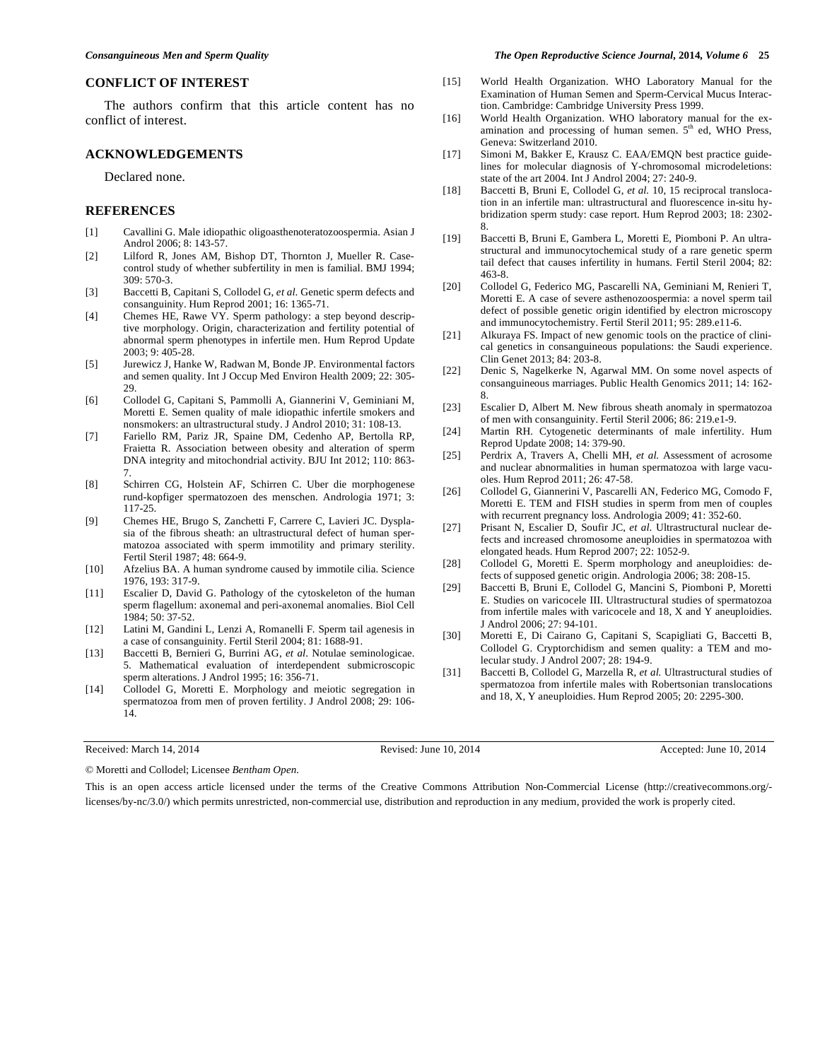## CONFLICT OF INTEREST

The authors confirm that this article content has no conflict of interest.

## ACKNOWLEDGEMENTS

Declared none.

## REFERENCES

[1] Cavallini G. Male idiopathic oligoasthenoteratozoospermia. Asian J Androl 2006; 8: 143-57.

[2] Lilford R, Jones AM, Bishop DT, Thornton J, Mueller R. Case-control study of whether subfertility in men is familial. BMJ 1994; 309: 570-3.

[3] Baccetti B, Capitani S, Collodel G, *et al.* Genetic sperm defects and consanguinity. Hum Reprod 2001; 16: 1365-71.

[4] Chemes HE, Rawe VY. Sperm pathology: a step beyond descriptive morphology. Origin, characterization and fertility potential of abnormal sperm phenotypes in infertile men. Hum Reprod Update 2003; 9: 405-28.

[5] Jurewicz J, Hanke W, Radwan M, Bonde JP. Environmental factors and semen quality. Int J Occup Med Environ Health 2009; 22: 305-29.

[6] Collodel G, Capitani S, Pammolli A, Giannerini V, Geminiani M, Moretti E. Semen quality of male idiopathic infertile smokers and nonsmokers: an ultrastructural study. J Androl 2010; 31: 108-13.

[7] Fariello RM, Pariz JR, Spaine DM, Cedenho AP, Bertolla RP, Fraietta R. Association between obesity and alteration of sperm DNA integrity and mitochondrial activity. BJU Int 2012; 110: 863-7.

[8] Schirren CG, Holstein AF, Schirren C. Uber die morphogenese rund-kopfiger spermatozoen des menschen. Andrologia 1971; 3: 117-25.

[9] Chemes HE, Brugo S, Zanchetti F, Carrere C, Lavieri JC. Dysplasia of the fibrous sheath: an ultrastructural defect of human spermatozoa associated with sperm immotility and primary sterility. Fertil Steril 1987; 48: 664-9.

[10] Afzelius BA. A human syndrome caused by immotile cilia. Science 1976, 193: 317-9.

[11] Escalier D, David G. Pathology of the cytoskeleton of the human sperm flagellum: axonemal and peri-axonemal anomalies. Biol Cell 1984; 50: 37-52.

[12] Latini M, Gandini L, Lenzi A, Romanelli F. Sperm tail agenesis in a case of consanguinity. Fertil Steril 2004; 81: 1688-91.

[13] Baccetti B, Bernieri G, Burrini AG, *et al*. Notulae seminologicae. 5. Mathematical evaluation of interdependent submicroscopic sperm alterations. J Androl 1995; 16: 356-71.

[14] Collodel G, Moretti E. Morphology and meiotic segregation in spermatozoa from men of proven fertility. J Androl 2008; 29: 106-14.

[15] World Health Organization. WHO Laboratory Manual for the Examination of Human Semen and Sperm-Cervical Mucus Interaction. Cambridge: Cambridge University Press 1999.

[16] World Health Organization. WHO laboratory manual for the examination and processing of human semen. 5th ed, WHO Press, Geneva: Switzerland 2010.

[17] Simoni M, Bakker E, Krausz C. EAA/EMQN best practice guidelines for molecular diagnosis of Y-chromosomal microdeletions: state of the art 2004. Int J Androl 2004; 27: 240-9.

[18] Baccetti B, Bruni E, Collodel G, *et al.* 10, 15 reciprocal translocation in an infertile man: ultrastructural and fluorescence in-situ hybridization sperm study: case report. Hum Reprod 2003; 18: 2302-8.

[19] Baccetti B, Bruni E, Gambera L, Moretti E, Piomboni P. An ultrastructural and immunocytochemical study of a rare genetic sperm tail defect that causes infertility in humans. Fertil Steril 2004; 82: 463-8.

[20] Collodel G, Federico MG, Pascarelli NA, Geminiani M, Renieri T, Moretti E. A case of severe asthenozoospermia: a novel sperm tail defect of possible genetic origin identified by electron microscopy and immunocytochemistry. Fertil Steril 2011; 95: 289.e11-6.

[21] Alkuraya FS. Impact of new genomic tools on the practice of clinical genetics in consanguineous populations: the Saudi experience. Clin Genet 2013; 84: 203-8.

[22] Denic S, Nagelkerke N, Agarwal MM. On some novel aspects of consanguineous marriages. Public Health Genomics 2011; 14: 162-8.

[23] Escalier D, Albert M. New fibrous sheath anomaly in spermatozoa of men with consanguinity. Fertil Steril 2006; 86: 219.e1-9.

[24] Martin RH. Cytogenetic determinants of male infertility. Hum Reprod Update 2008; 14: 379-90.

[25] Perdrix A, Travers A, Chelli MH, *et al.* Assessment of acrosome and nuclear abnormalities in human spermatozoa with large vacuoles. Hum Reprod 2011; 26: 47-58.

[26] Collodel G, Giannerini V, Pascarelli AN, Federico MG, Comodo F, Moretti E. TEM and FISH studies in sperm from men of couples with recurrent pregnancy loss. Andrologia 2009; 41: 352-60.

[27] Prisant N, Escalier D, Soufir JC, *et al.* Ultrastructural nuclear defects and increased chromosome aneuploidies in spermatozoa with elongated heads. Hum Reprod 2007; 22: 1052-9.

[28] Collodel G, Moretti E. Sperm morphology and aneuploidies: defects of supposed genetic origin. Andrologia 2006; 38: 208-15.

[29] Baccetti B, Bruni E, Collodel G, Mancini S, Piomboni P, Moretti E. Studies on varicocele III. Ultrastructural studies of spermatozoa from infertile males with varicocele and 18, X and Y aneuploidies. J Androl 2006; 27: 94-101.

[30] Moretti E, Di Cairano G, Capitani S, Scapigliati G, Baccetti B, Collodel G. Cryptorchidism and semen quality: a TEM and molecular study. J Androl 2007; 28: 194-9.

[31] Baccetti B, Collodel G, Marzella R, *et al.* Ultrastructural studies of spermatozoa from infertile males with Robertsonian translocations and 18, X, Y aneuploidies. Hum Reprod 2005; 20: 2295-300.

Received: March 14, 2014 Revised: June 10, 2014 Accepted: June 10, 2014

© Moretti and Collodel; Licensee *Bentham Open.*

This is an open access article licensed under the terms of the Creative Commons Attribution Non-Commercial License (http://creativecommons.org/-licenses/by-nc/3.0/) which permits unrestricted, non-commercial use, distribution and reproduction in any medium, provided the work is properly cited.